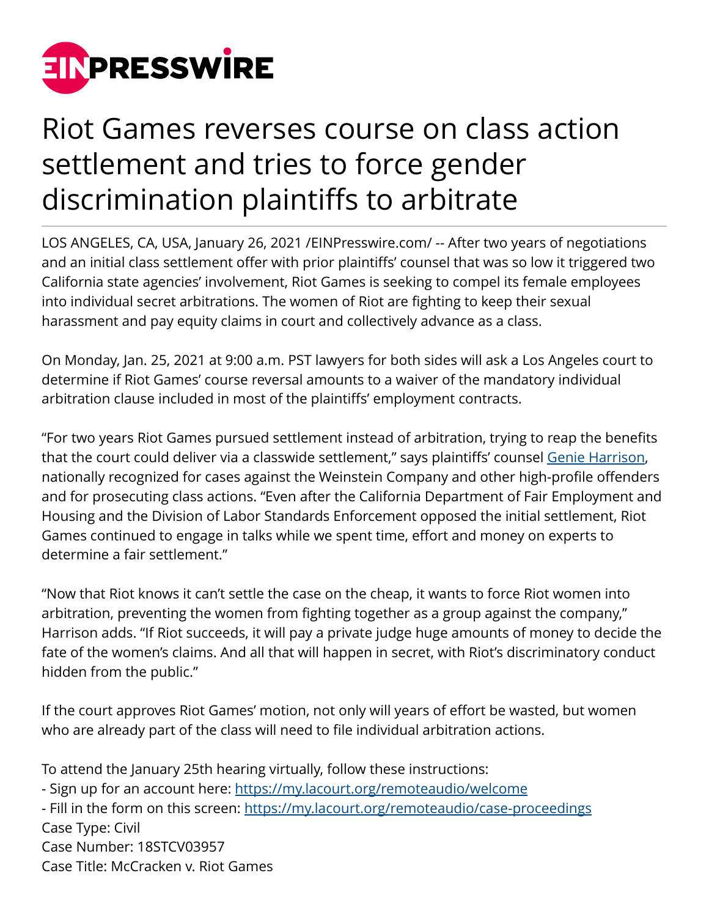# Riot Games reverses course on class action settlement and tries to force gender discrimination plaintiffs to arbitrate

LOS ANGELES, CA, USA, January 26, 2021 /EINPresswire.com/ -- After two years of negotiations and an initial class settlement offer with prior plaintiffs' counsel that was so low it triggered two California state agencies' involvement, Riot Games is seeking to compel its female employees into individual secret arbitrations. The women of Riot are fighting to keep their sexual harassment and pay equity claims in court and collectively advance as a class.

On Monday, Jan. 25, 2021 at 9:00 a.m. PST lawyers for both sides will ask a Los Angeles court to determine if Riot Games' course reversal amounts to a waiver of the mandatory individual arbitration clause included in most of the plaintiffs' employment contracts.

"For two years Riot Games pursued settlement instead of arbitration, trying to reap the benefits that the court could deliver via a classwide settlement," says plaintiffs' counsel Genie Harrison, nationally recognized for cases against the Weinstein Company and other high-profile offenders and for prosecuting class actions. "Even after the California Department of Fair Employment and Housing and the Division of Labor Standards Enforcement opposed the initial settlement, Riot Games continued to engage in talks while we spent time, effort and money on experts to determine a fair settlement."

"Now that Riot knows it can't settle the case on the cheap, it wants to force Riot women into arbitration, preventing the women from fighting together as a group against the company," Harrison adds. "If Riot succeeds, it will pay a private judge huge amounts of money to decide the fate of the women's claims. And all that will happen in secret, with Riot's discriminatory conduct hidden from the public."

If the court approves Riot Games' motion, not only will years of effort be wasted, but women who are already part of the class will need to file individual arbitration actions.

To attend the January 25th hearing virtually, follow these instructions:
- Sign up for an account here: https://my.lacourt.org/remoteaudio/welcome
- Fill in the form on this screen: https://my.lacourt.org/remoteaudio/case-proceedings

Case Type: Civil
Case Number: 18STCV03957
Case Title: McCracken v. Riot Games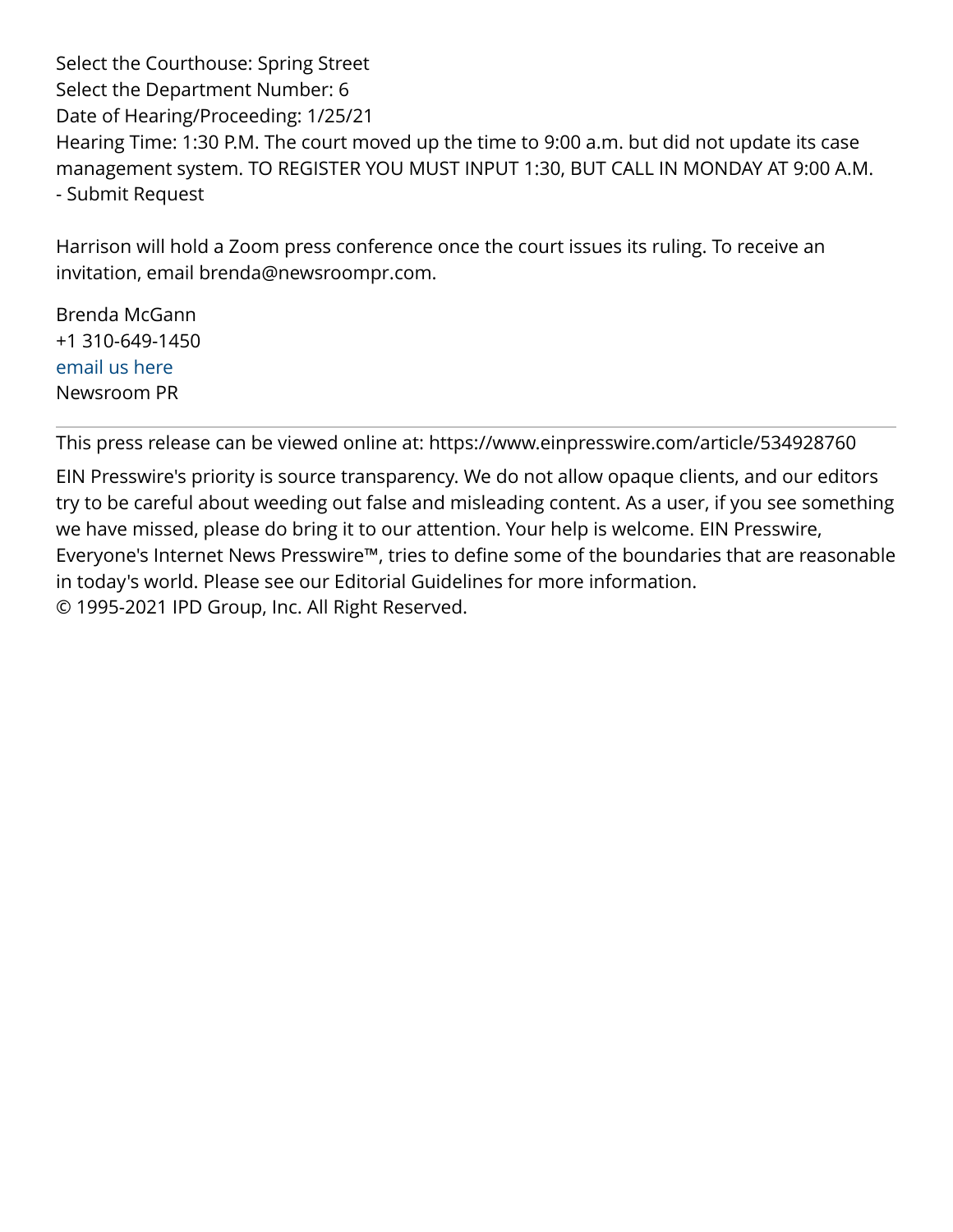Select the Courthouse: Spring Street
Select the Department Number: 6
Date of Hearing/Proceeding: 1/25/21
Hearing Time: 1:30 P.M. The court moved up the time to 9:00 a.m. but did not update its case management system. TO REGISTER YOU MUST INPUT 1:30, BUT CALL IN MONDAY AT 9:00 A.M.
- Submit Request

Harrison will hold a Zoom press conference once the court issues its ruling. To receive an invitation, email brenda@newsroompr.com.

Brenda McGann
+1 310-649-1450
email us here
Newsroom PR

---

This press release can be viewed online at: https://www.einpresswire.com/article/534928760

EIN Presswire's priority is source transparency. We do not allow opaque clients, and our editors try to be careful about weeding out false and misleading content. As a user, if you see something we have missed, please do bring it to our attention. Your help is welcome. EIN Presswire, Everyone's Internet News Presswire™, tries to define some of the boundaries that are reasonable in today's world. Please see our Editorial Guidelines for more information.
© 1995-2021 IPD Group, Inc. All Right Reserved.